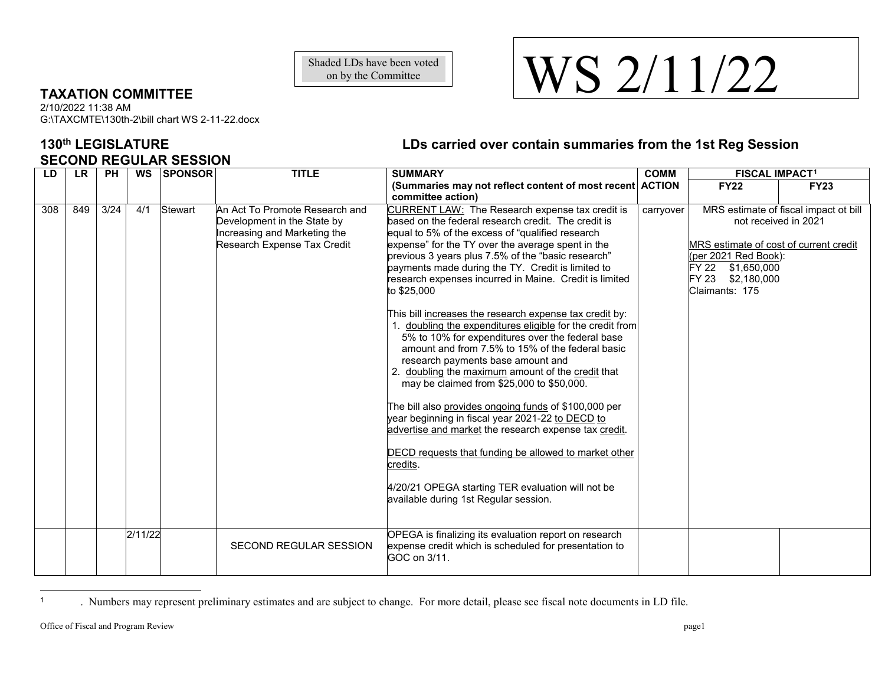Shaded LDs have been voted on by the Committee

# WS 2/11/22

## TAXATION COMMITTEE

2/10/2022 11:38 AM
G:\TAXCMTE\130th-2\bill chart WS 2-11-22.docx

## 130th LEGISLATURE
## SECOND REGULAR SESSION

## LDs carried over contain summaries from the 1st Reg Session

| LD | LR | PH | WS | SPONSOR | TITLE | SUMMARY (Summaries may not reflect content of most recent committee action) | COMM ACTION | FISCAL IMPACT[1] | |
|---|---|---|---|---|---|---|---|---|---|
| | | | | | | | | FY22 | FY23 |
| 308 | 849 | 3/24 | 4/1 | Stewart | An Act To Promote Research and Development in the State by Increasing and Marketing the Research Expense Tax Credit | CURRENT LAW: The Research expense tax credit is based on the federal research credit. The credit is equal to 5% of the excess of "qualified research expense" for the TY over the average spent in the previous 3 years plus 7.5% of the "basic research" payments made during the TY. Credit is limited to research expenses incurred in Maine. Credit is limited to $25,000<br><br>This bill increases the research expense tax credit by:<br>1. doubling the expenditures eligible for the credit from 5% to 10% for expenditures over the federal base amount and from 7.5% to 15% of the federal basic research payments base amount and<br>2. doubling the maximum amount of the credit that may be claimed from $25,000 to $50,000.<br><br>The bill also provides ongoing funds of $100,000 per year beginning in fiscal year 2021-22 to DECD to advertise and market the research expense tax credit.<br><br>DECD requests that funding be allowed to market other credits.<br><br>4/20/21 OPEGA starting TER evaluation will not be available during 1st Regular session. | carryover | MRS estimate of fiscal impact ot bill not received in 2021<br><br>MRS estimate of cost of current credit (per 2021 Red Book):<br>FY 22 $1,650,000<br>FY 23 $2,180,000<br>Claimants: 175 | |
| | | | 2/11/22 | | SECOND REGULAR SESSION | OPEGA is finalizing its evaluation report on research expense credit which is scheduled for presentation to GOC on 3/11. | | | |

[1] . Numbers may represent preliminary estimates and are subject to change. For more detail, please see fiscal note documents in LD file.

Office of Fiscal and Program Review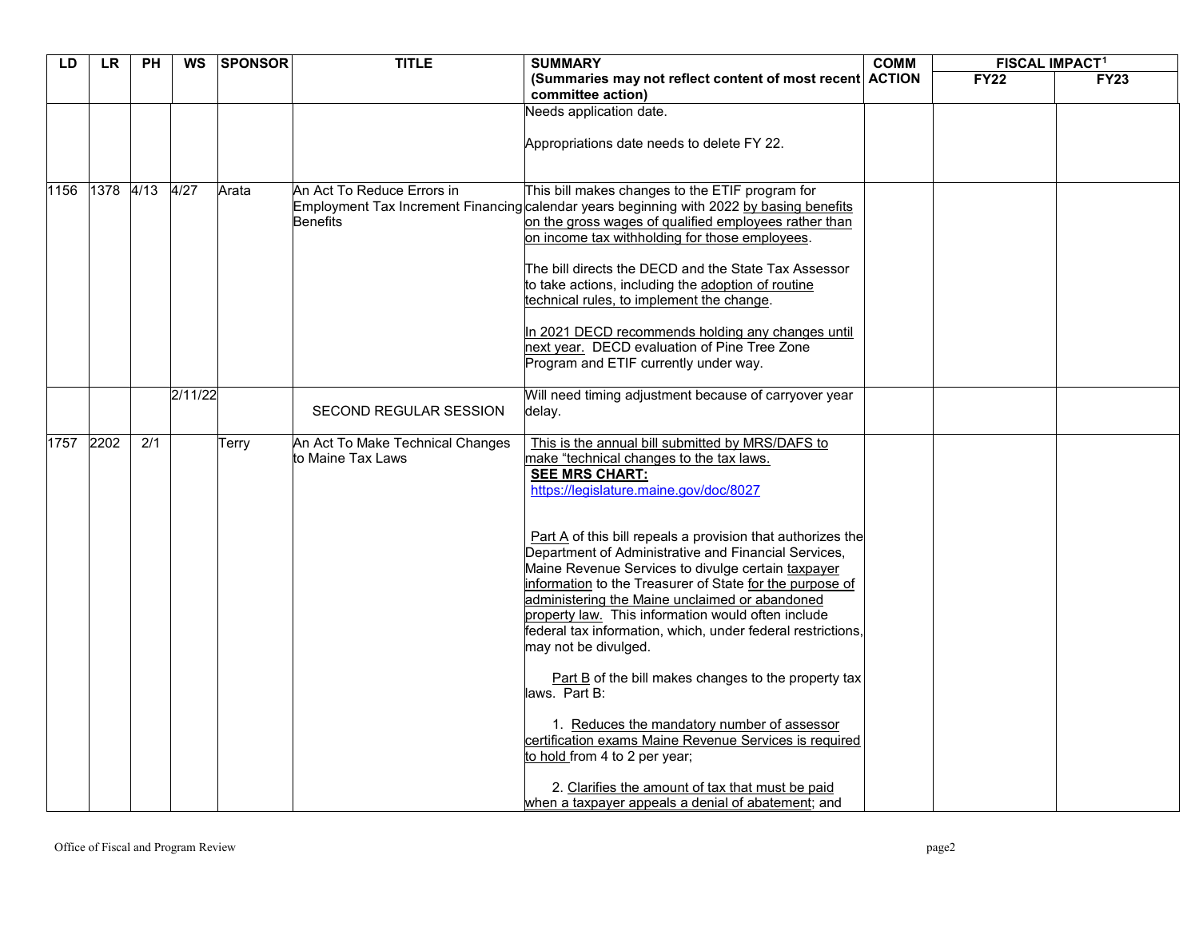| LD | LR | PH | WS | SPONSOR | TITLE | SUMMARY (Summaries may not reflect content of most recent committee action) | COMM ACTION | FISCAL IMPACT[1] | |
|---|---|---|---|---|---|---|---|---|---|
| | | | | | | | | FY22 | FY23 |
| | | | | | | Needs application date.<br><br>Appropriations date needs to delete FY 22. | | | |
| 1156 | 1378 | 4/13 | 4/27 | Arata | An Act To Reduce Errors in Employment Tax Increment Financing Benefits | This bill makes changes to the ETIF program for calendar years beginning with 2022 by basing benefits on the gross wages of qualified employees rather than on income tax withholding for those employees.<br><br>The bill directs the DECD and the State Tax Assessor to take actions, including the adoption of routine technical rules, to implement the change.<br><br>In 2021 DECD recommends holding any changes until next year. DECD evaluation of Pine Tree Zone Program and ETIF currently under way. | | | |
| | | | 2/11/22 | | SECOND REGULAR SESSION | Will need timing adjustment because of carryover year delay. | | | |
| 1757 | 2202 | 2/1 | | Terry | An Act To Make Technical Changes to Maine Tax Laws | This is the annual bill submitted by MRS/DAFS to make "technical changes to the tax laws.<br>**SEE MRS CHART:**<br>https://legislature.maine.gov/doc/8027<br><br>Part A of this bill repeals a provision that authorizes the Department of Administrative and Financial Services, Maine Revenue Services to divulge certain taxpayer information to the Treasurer of State for the purpose of administering the Maine unclaimed or abandoned property law. This information would often include federal tax information, which, under federal restrictions, may not be divulged.<br><br>Part B of the bill makes changes to the property tax laws. Part B:<br><br>1. Reduces the mandatory number of assessor certification exams Maine Revenue Services is required to hold from 4 to 2 per year;<br><br>2. Clarifies the amount of tax that must be paid when a taxpayer appeals a denial of abatement; and | | | |

Office of Fiscal and Program Review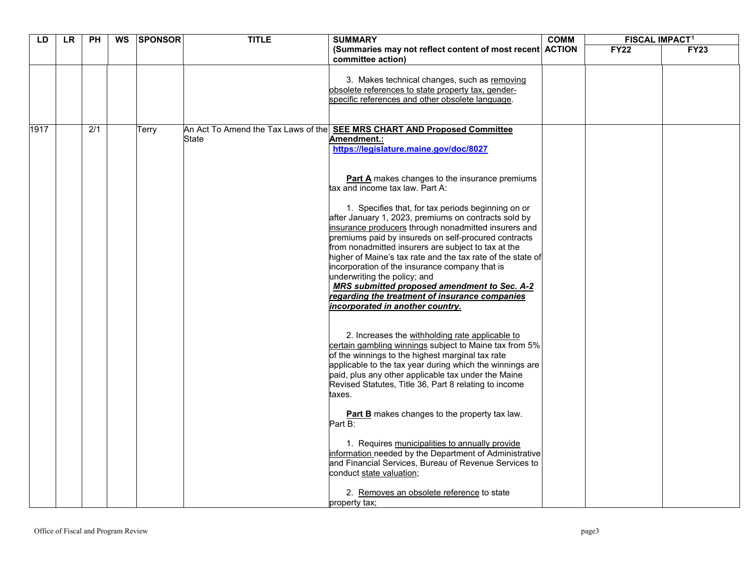| LD | LR | PH | WS | SPONSOR | TITLE | SUMMARY (Summaries may not reflect content of most recent committee action) | COMM ACTION | FISCAL IMPACT[1] | |
|---|---|---|---|---|---|---|---|---|---|
| | | | | | | | | FY22 | FY23 |
| | | | | | | 3. Makes technical changes, such as removing obsolete references to state property tax, gender-specific references and other obsolete language. | | | |
| 1917 | | 2/1 | | Terry | An Act To Amend the Tax Laws of the State | **SEE MRS CHART AND Proposed Committee Amendment.:** **https://legislature.maine.gov/doc/8027**<br><br>**Part A** makes changes to the insurance premiums tax and income tax law. Part A:<br><br>1. Specifies that, for tax periods beginning on or after January 1, 2023, premiums on contracts sold by insurance producers through nonadmitted insurers and premiums paid by insureds on self-procured contracts from nonadmitted insurers are subject to tax at the higher of Maine's tax rate and the tax rate of the state of incorporation of the insurance company that is underwriting the policy; and<br>***MRS submitted proposed amendment to Sec. A-2 regarding the treatment of insurance companies incorporated in another country.***<br><br>2. Increases the withholding rate applicable to certain gambling winnings subject to Maine tax from 5% of the winnings to the highest marginal tax rate applicable to the tax year during which the winnings are paid, plus any other applicable tax under the Maine Revised Statutes, Title 36, Part 8 relating to income taxes.<br><br>**Part B** makes changes to the property tax law. Part B:<br><br>1. Requires municipalities to annually provide information needed by the Department of Administrative and Financial Services, Bureau of Revenue Services to conduct state valuation;<br><br>2. Removes an obsolete reference to state property tax; | | | |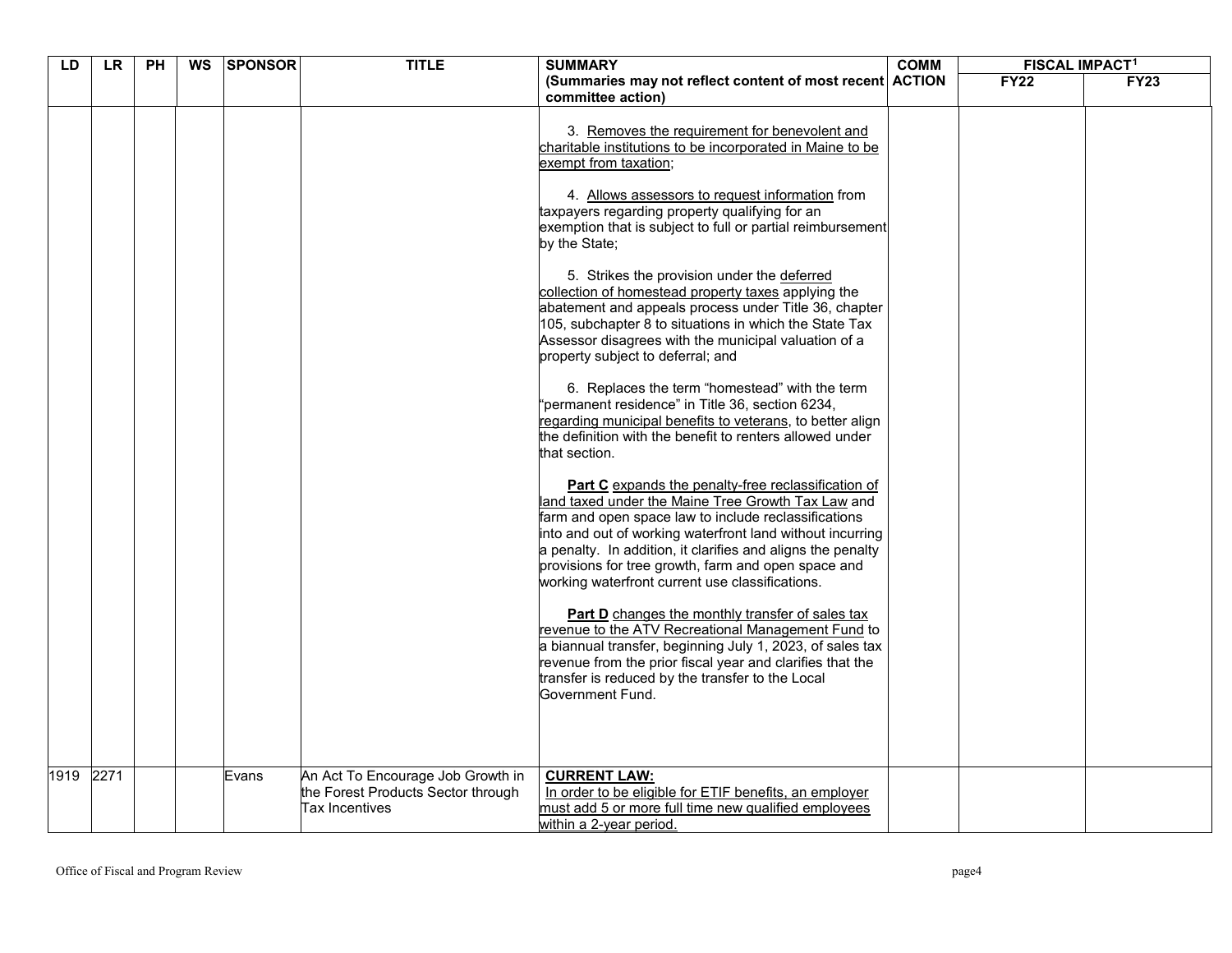| LD | LR | PH | WS | SPONSOR | TITLE | SUMMARY (Summaries may not reflect content of most recent committee action) | COMM ACTION | FISCAL IMPACT[1] | |
|---|---|---|---|---|---|---|---|---|---|
| | | | | | | | | FY22 | FY23 |
| | | | | | | 3. Removes the requirement for benevolent and charitable institutions to be incorporated in Maine to be exempt from taxation;<br><br>4. Allows assessors to request information from taxpayers regarding property qualifying for an exemption that is subject to full or partial reimbursement by the State;<br><br>5. Strikes the provision under the deferred collection of homestead property taxes applying the abatement and appeals process under Title 36, chapter 105, subchapter 8 to situations in which the State Tax Assessor disagrees with the municipal valuation of a property subject to deferral; and<br><br>6. Replaces the term "homestead" with the term "permanent residence" in Title 36, section 6234, regarding municipal benefits to veterans, to better align the definition with the benefit to renters allowed under that section.<br><br>**Part C** expands the penalty-free reclassification of land taxed under the Maine Tree Growth Tax Law and farm and open space law to include reclassifications into and out of working waterfront land without incurring a penalty. In addition, it clarifies and aligns the penalty provisions for tree growth, farm and open space and working waterfront current use classifications.<br><br>**Part D** changes the monthly transfer of sales tax revenue to the ATV Recreational Management Fund to a biannual transfer, beginning July 1, 2023, of sales tax revenue from the prior fiscal year and clarifies that the transfer is reduced by the transfer to the Local Government Fund. | | | |
| 1919 | 2271 | | | Evans | An Act To Encourage Job Growth in the Forest Products Sector through Tax Incentives | **CURRENT LAW:**<br>In order to be eligible for ETIF benefits, an employer must add 5 or more full time new qualified employees within a 2-year period. | | | |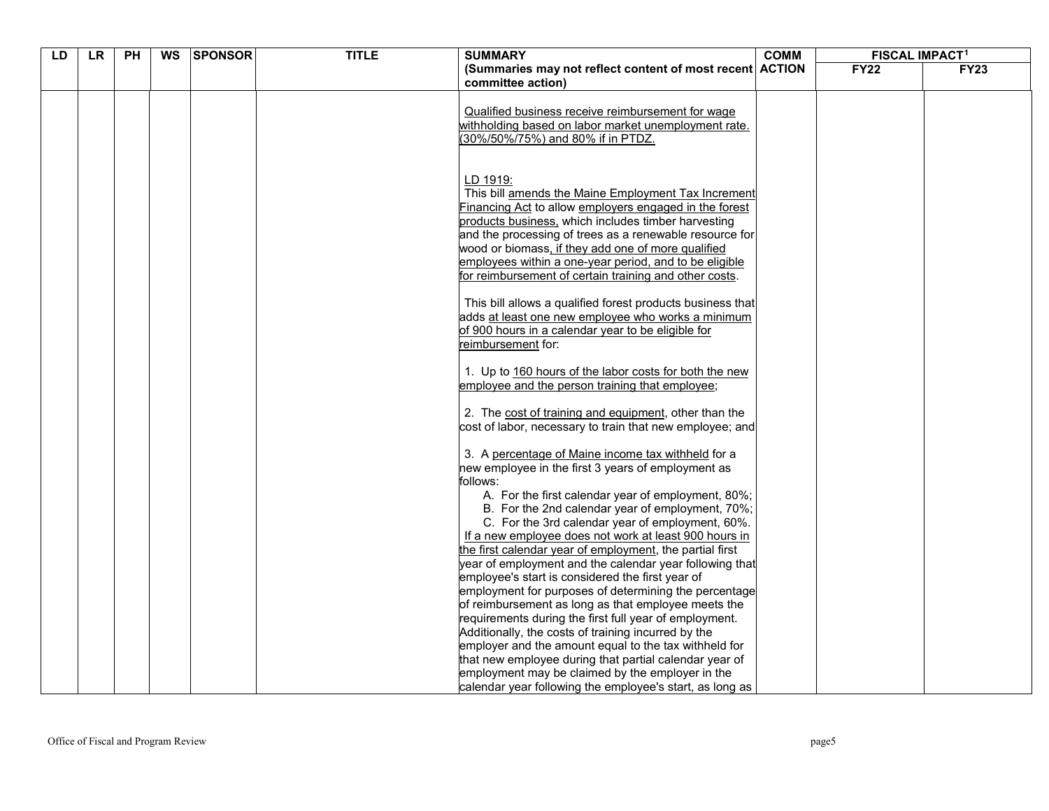| LD | LR | PH | WS | SPONSOR | TITLE | SUMMARY (Summaries may not reflect content of most recent committee action) | COMM ACTION | FISCAL IMPACT[1] | |
|---|---|---|---|---|---|---|---|---|---|
| | | | | | | | | FY22 | FY23 |
| | | | | | | Qualified business receive reimbursement for wage withholding based on labor market unemployment rate. (30%/50%/75%) and 80% if in PTDZ.<br><br>LD 1919:<br>This bill amends the Maine Employment Tax Increment Financing Act to allow employers engaged in the forest products business, which includes timber harvesting and the processing of trees as a renewable resource for wood or biomass, if they add one of more qualified employees within a one-year period, and to be eligible for reimbursement of certain training and other costs.<br><br>This bill allows a qualified forest products business that adds at least one new employee who works a minimum of 900 hours in a calendar year to be eligible for reimbursement for:<br><br>1. Up to 160 hours of the labor costs for both the new employee and the person training that employee;<br><br>2. The cost of training and equipment, other than the cost of labor, necessary to train that new employee; and<br><br>3. A percentage of Maine income tax withheld for a new employee in the first 3 years of employment as follows:<br>A. For the first calendar year of employment, 80%;<br>B. For the 2nd calendar year of employment, 70%;<br>C. For the 3rd calendar year of employment, 60%.<br>If a new employee does not work at least 900 hours in the first calendar year of employment, the partial first year of employment and the calendar year following that employee's start is considered the first year of employment for purposes of determining the percentage of reimbursement as long as that employee meets the requirements during the first full year of employment. Additionally, the costs of training incurred by the employer and the amount equal to the tax withheld for that new employee during that partial calendar year of employment may be claimed by the employer in the calendar year following the employee's start, as long as | | | |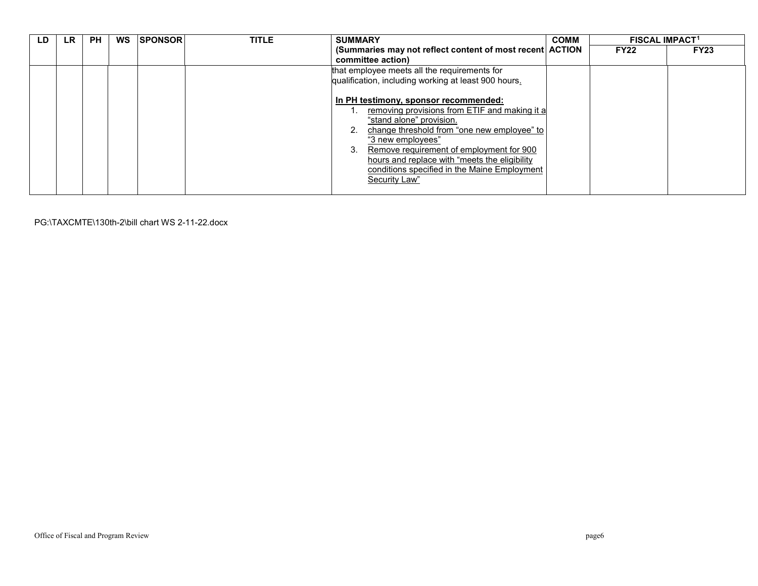| LD | LR | PH | WS | SPONSOR | TITLE | SUMMARY (Summaries may not reflect content of most recent committee action) | COMM ACTION | FISCAL IMPACT[1] | |
|---|---|---|---|---|---|---|---|---|---|
| | | | | | | | | FY22 | FY23 |
| | | | | | | that employee meets all the requirements for qualification, including working at least 900 hours.<br><br>**<u>In PH testimony, sponsor recommended:</u>**<br>1. <u>removing provisions from ETIF and making it a "stand alone" provision.</u><br>2. <u>change threshold from "one new employee" to "3 new employees"</u><br>3. <u>Remove requirement of employment for 900 hours and replace with "meets the eligibility conditions specified in the Maine Employment Security Law"</u> | | | |

PG:\TAXCMTE\130th-2\bill chart WS 2-11-22.docx

Office of Fiscal and Program Review